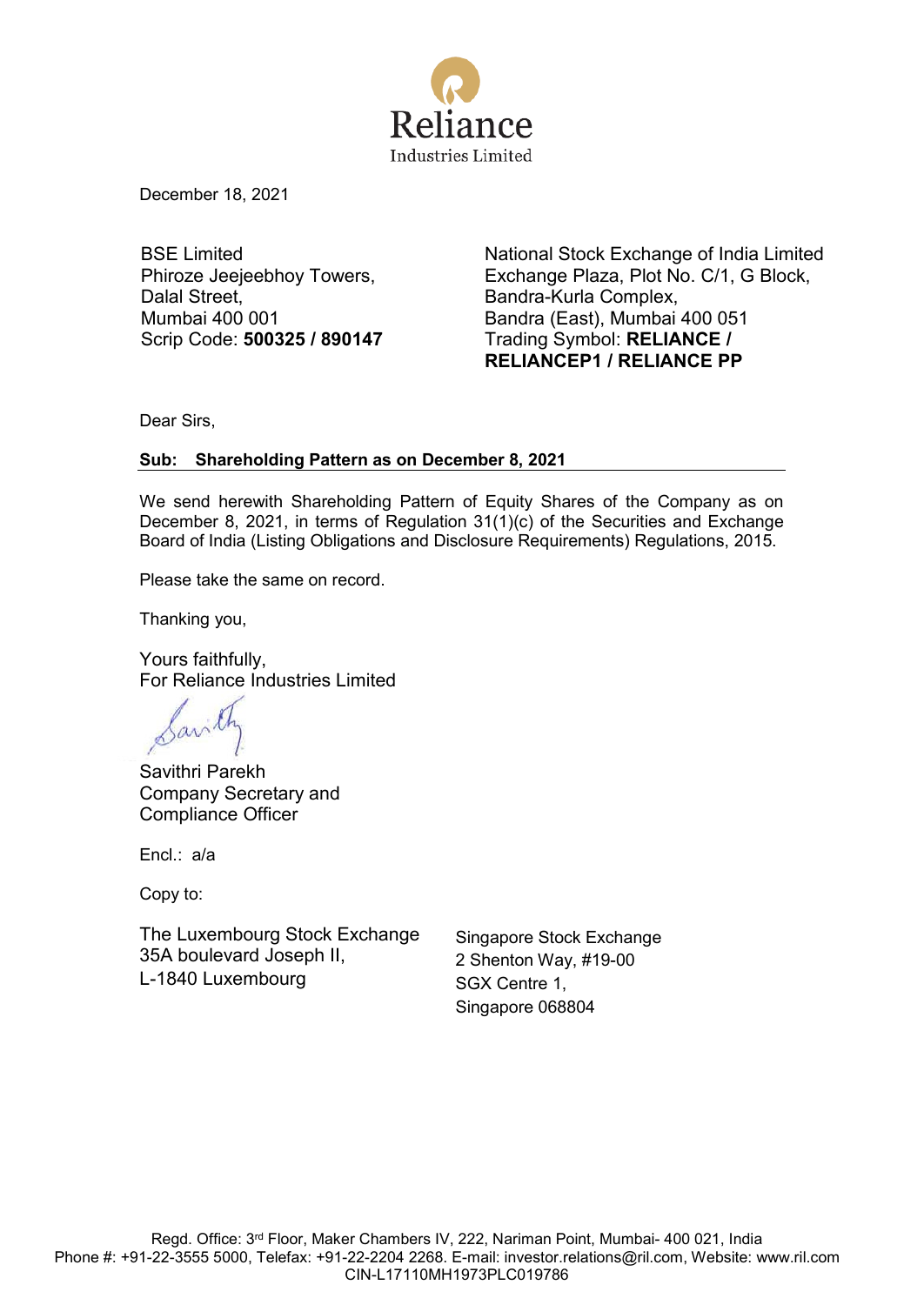Reliance

Industries Limited

December 18, 2021

BSE Limited
Phiroze Jeejeebhoy Towers,
Dalal Street,
Mumbai 400 001
Scrip Code: **500325 / 890147**

National Stock Exchange of India Limited
Exchange Plaza, Plot No. C/1, G Block,
Bandra-Kurla Complex,
Bandra (East), Mumbai 400 051
Trading Symbol: **RELIANCE / RELIANCEP1 / RELIANCE PP**

Dear Sirs,

**Sub: Shareholding Pattern as on December 8, 2021**

We send herewith Shareholding Pattern of Equity Shares of the Company as on December 8, 2021, in terms of Regulation 31(1)(c) of the Securities and Exchange Board of India (Listing Obligations and Disclosure Requirements) Regulations, 2015.

Please take the same on record.

Thanking you,

Yours faithfully,
For Reliance Industries Limited

Savithri Parekh
Company Secretary and
Compliance Officer

Encl.: a/a

Copy to:

The Luxembourg Stock Exchange
35A boulevard Joseph II,
L-1840 Luxembourg

Singapore Stock Exchange
2 Shenton Way, #19-00
SGX Centre 1,
Singapore 068804

Regd. Office: 3rd Floor, Maker Chambers IV, 222, Nariman Point, Mumbai- 400 021, India
Phone #: +91-22-3555 5000, Telefax: +91-22-2204 2268. E-mail: investor.relations@ril.com, Website: www.ril.com
CIN-L17110MH1973PLC019786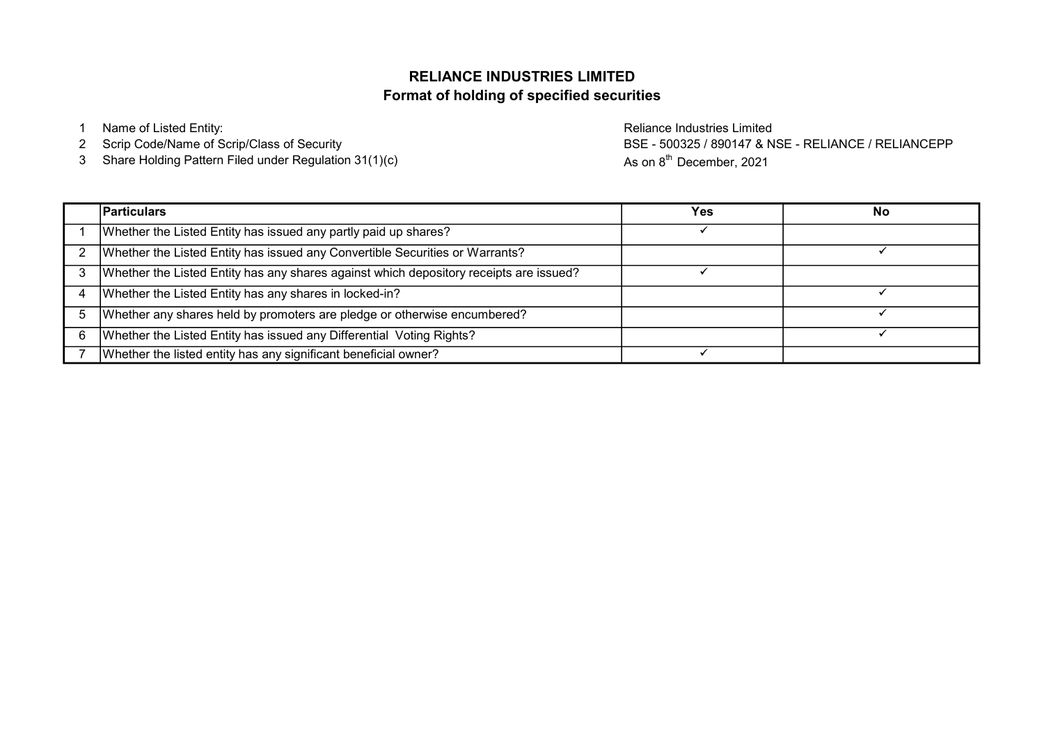# RELIANCE INDUSTRIES LIMITED
## Format of holding of specified securities

1. Name of Listed Entity: Reliance Industries Limited
2. Scrip Code/Name of Scrip/Class of Security: BSE - 500325 / 890147 & NSE - RELIANCE / RELIANCEPP
3. Share Holding Pattern Filed under Regulation 31(1)(c): As on 8th December, 2021

| | Particulars | Yes | No |
|---|---|---|---|
| 1 | Whether the Listed Entity has issued any partly paid up shares? | ✓ | |
| 2 | Whether the Listed Entity has issued any Convertible Securities or Warrants? | | ✓ |
| 3 | Whether the Listed Entity has any shares against which depository receipts are issued? | ✓ | |
| 4 | Whether the Listed Entity has any shares in locked-in? | | ✓ |
| 5 | Whether any shares held by promoters are pledge or otherwise encumbered? | | ✓ |
| 6 | Whether the Listed Entity has issued any Differential Voting Rights? | | ✓ |
| 7 | Whether the listed entity has any significant beneficial owner? | ✓ | |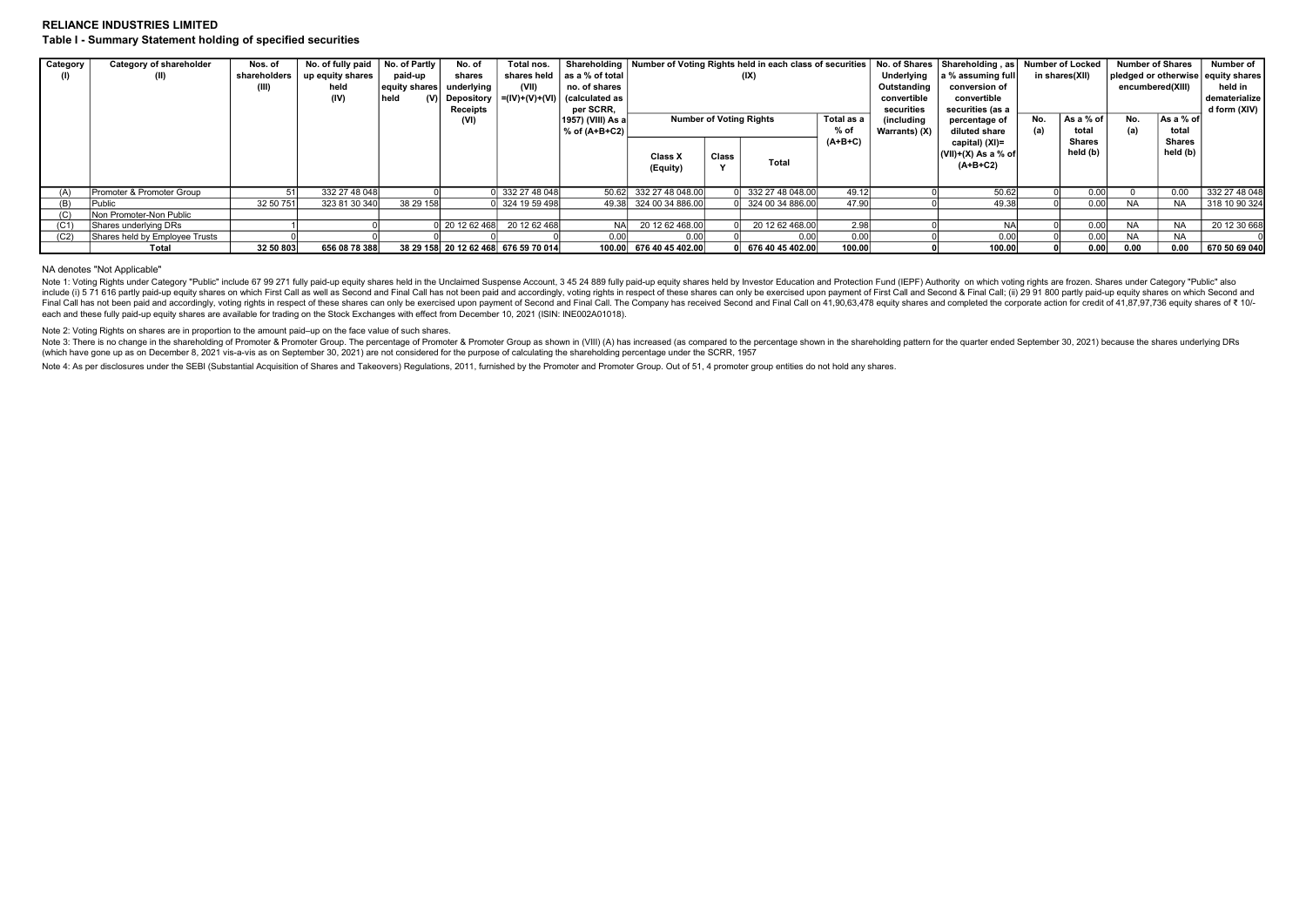**RELIANCE INDUSTRIES LIMITED**

**Table I - Summary Statement holding of specified securities**

| Category (I) | Category of shareholder (II) | Nos. of shareholders (III) | No. of fully paid up equity shares held (IV) | No. of Partly paid-up equity shares held (V) | No. of shares underlying Depository Receipts (VI) | Total nos. shares held (VII) =(IV)+(V)+(VI) | Shareholding as a % of total no. of shares (calculated as per SCRR, 1957) (VIII) As a % of (A+B+C2) | Number of Voting Rights held in each class of securities (IX) | | | | No. of Shares Underlying Outstanding convertible securities (including Warrants) (X) | Shareholding , as a % assuming full conversion of convertible securities (as a percentage of diluted share capital) (XI)= (VII)+(X) As a % of (A+B+C2) | Number of Locked in shares(XII) | | Number of Shares pledged or otherwise encumbered(XIII) | | Number of equity shares held in dematerialized form (XIV) |
|---|---|---|---|---|---|---|---|---|---|---|---|---|---|---|---|---|---|---|
| | | | | | | | | Number of Voting Rights | | | Total as a % of (A+B+C) | | | No. (a) | As a % of total Shares held (b) | No. (a) | As a % of total Shares held (b) | |
| | | | | | | | | Class X (Equity) | Class Y | Total | | | | | | | | |
| (A) | Promoter & Promoter Group | 51 | 332 27 48 048 | 0 | 0 | 332 27 48 048 | 50.62 | 332 27 48 048.00 | 0 | 332 27 48 048.00 | 49.12 | 0 | 50.62 | 0 | 0.00 | 0 | 0.00 | 332 27 48 048 |
| (B) | Public | 32 50 751 | 323 81 30 340 | 38 29 158 | 0 | 324 19 59 498 | 49.38 | 324 00 34 886.00 | 0 | 324 00 34 886.00 | 47.90 | 0 | 49.38 | 0 | 0.00 | NA | NA | 318 10 90 324 |
| (C) | Non Promoter-Non Public | | | | | | | | | | | | | | | | | |
| (C1) | Shares underlying DRs | 1 | 0 | 0 | 20 12 62 468 | 20 12 62 468 | NA | 20 12 62 468.00 | 0 | 20 12 62 468.00 | 2.98 | 0 | NA | 0 | 0.00 | NA | NA | 20 12 30 668 |
| (C2) | Shares held by Employee Trusts | 0 | 0 | 0 | 0 | 0 | 0.00 | 0.00 | 0 | 0.00 | 0.00 | 0 | 0.00 | 0 | 0.00 | NA | NA | 0 |
| | **Total** | **32 50 803** | **656 08 78 388** | **38 29 158** | **20 12 62 468** | **676 59 70 014** | **100.00** | **676 40 45 402.00** | **0** | **676 40 45 402.00** | **100.00** | **0** | **100.00** | **0** | **0.00** | **0.00** | **0.00** | **670 50 69 040** |

NA denotes "Not Applicable"

Note 1: Voting Rights under Category "Public" include 67 99 271 fully paid-up equity shares held in the Unclaimed Suspense Account, 3 45 24 889 fully paid-up equity shares held by Investor Education and Protection Fund (IEPF) Authority on which voting rights are frozen. Shares under Category "Public" also include (i) 5 71 616 partly paid-up equity shares on which First Call as well as Second and Final Call has not been paid and accordingly, voting rights in respect of these shares can only be exercised upon payment of First Call and Second & Final Call; (ii) 29 91 800 partly paid-up equity shares on which Second and Final Call has not been paid and accordingly, voting rights in respect of these shares can only be exercised upon payment of Second and Final Call. The Company has received Second and Final Call on 41,90,63,478 equity shares and completed the corporate action for credit of 41,87,97,736 equity shares of ₹ 10/- each and these fully paid-up equity shares are available for trading on the Stock Exchanges with effect from December 10, 2021 (ISIN: INE002A01018).

Note 2: Voting Rights on shares are in proportion to the amount paid–up on the face value of such shares.

Note 3: There is no change in the shareholding of Promoter & Promoter Group. The percentage of Promoter & Promoter Group as shown in (VIII) (A) has increased (as compared to the percentage shown in the shareholding pattern for the quarter ended September 30, 2021) because the shares underlying DRs (which have gone up as on December 8, 2021 vis-a-vis as on September 30, 2021) are not considered for the purpose of calculating the shareholding percentage under the SCRR, 1957

Note 4: As per disclosures under the SEBI (Substantial Acquisition of Shares and Takeovers) Regulations, 2011, furnished by the Promoter and Promoter Group. Out of 51, 4 promoter group entities do not hold any shares.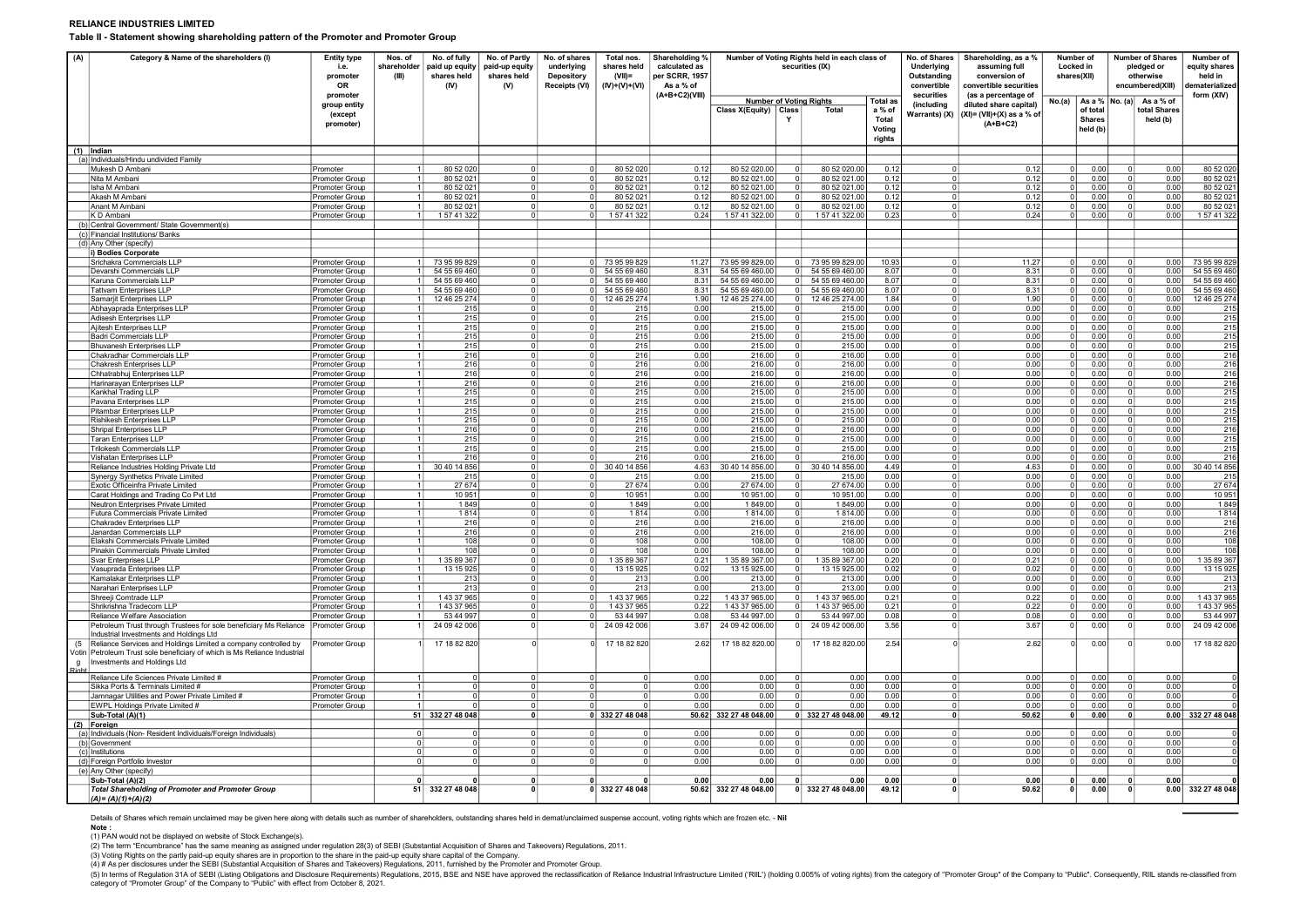**RELIANCE INDUSTRIES LIMITED**

**Table II - Statement showing shareholding pattern of the Promoter and Promoter Group**

| (A) | Category & Name of the shareholders (I) | Entity type i.e. promoter OR promoter group entity (except promoter) | Nos. of shareholder (III) | No. of fully paid up equity shares held (IV) | No. of Partly paid-up equity shares held (V) | No. of shares underlying Depository Receipts (VI) | Total nos. shares held (VII)= (IV)+(V)+(VI) | Shareholding % calculated as per SCRR, 1957 As a % of (A+B+C2)(VIII) | Number of Voting Rights held in each class of securities (IX) | | | | No. of Shares Underlying Outstanding convertible securities (including Warrants) (X) | Shareholding, as a % assuming full conversion of convertible securities (as a percentage of diluted share capital) (XI)= (VII)+(X) as a % of (A+B+C2) | Number of Locked in shares(XII) | | Number of Shares pledged or otherwise encumbered(XIII) | | Number of equity shares held in dematerialized form (XIV) |
|---|---|---|---|---|---|---|---|---|---|---|---|---|---|---|---|---|---|---|---|
| | | | | | | | | | Number of Voting Rights | | | Total as a % of Total Voting rights | | | No.(a) | As a % of total Shares held (b) | No. (a) | As a % of total Shares held (b) | |
| | | | | | | | | | Class X(Equity) | Class Y | Total | | | | | | | | |
| (1) | Indian | | | | | | | | | | | | | | | | | | |
| (a) | Individuals/Hindu undivided Family | | | | | | | | | | | | | | | | | | |
| | Mukesh D Ambani | Promoter | 1 | 80 52 020 | 0 | 0 | 80 52 020 | 0.12 | 80 52 020.00 | 0 | 80 52 020.00 | 0.12 | 0 | 0.12 | 0 | 0.00 | 0 | 0.00 | 80 52 020 |
| | Nita M Ambani | Promoter Group | 1 | 80 52 021 | 0 | 0 | 80 52 021 | 0.12 | 80 52 021.00 | 0 | 80 52 021.00 | 0.12 | 0 | 0.12 | 0 | 0.00 | 0 | 0.00 | 80 52 021 |
| | Isha M Ambani | Promoter Group | 1 | 80 52 021 | 0 | 0 | 80 52 021 | 0.12 | 80 52 021.00 | 0 | 80 52 021.00 | 0.12 | 0 | 0.12 | 0 | 0.00 | 0 | 0.00 | 80 52 021 |
| | Akash M Ambani | Promoter Group | 1 | 80 52 021 | 0 | 0 | 80 52 021 | 0.12 | 80 52 021.00 | 0 | 80 52 021.00 | 0.12 | 0 | 0.12 | 0 | 0.00 | 0 | 0.00 | 80 52 021 |
| | Anant M Ambani | Promoter Group | 1 | 80 52 021 | 0 | 0 | 80 52 021 | 0.12 | 80 52 021.00 | 0 | 80 52 021.00 | 0.12 | 0 | 0.12 | 0 | 0.00 | 0 | 0.00 | 80 52 021 |
| | K D Ambani | Promoter Group | 1 | 1 57 41 322 | 0 | 0 | 1 57 41 322 | 0.24 | 1 57 41 322.00 | 0 | 1 57 41 322.00 | 0.23 | 0 | 0.24 | 0 | 0.00 | 0 | 0.00 | 1 57 41 322 |
| (b) | Central Government/ State Government(s) | | | | | | | | | | | | | | | | | | |
| (c) | Financial Institutions/ Banks | | | | | | | | | | | | | | | | | | |
| (d) | Any Other (specify) | | | | | | | | | | | | | | | | | | |
| | i) Bodies Corporate | | | | | | | | | | | | | | | | | | |
| | Srichakra Commercials LLP | Promoter Group | 1 | 73 95 99 829 | 0 | 0 | 73 95 99 829 | 11.27 | 73 95 99 829.00 | 0 | 73 95 99 829.00 | 10.93 | 0 | 11.27 | 0 | 0.00 | 0 | 0.00 | 73 95 99 829 |
| | Devarshi Commercials LLP | Promoter Group | 1 | 54 55 69 460 | 0 | 0 | 54 55 69 460 | 8.31 | 54 55 69 460.00 | 0 | 54 55 69 460.00 | 8.07 | 0 | 8.31 | 0 | 0.00 | 0 | 0.00 | 54 55 69 460 |
| | Karuna Commercials LLP | Promoter Group | 1 | 54 55 69 460 | 0 | 0 | 54 55 69 460 | 8.31 | 54 55 69 460.00 | 0 | 54 55 69 460.00 | 8.07 | 0 | 8.31 | 0 | 0.00 | 0 | 0.00 | 54 55 69 460 |
| | Tattvam Enterprises LLP | Promoter Group | 1 | 54 55 69 460 | 0 | 0 | 54 55 69 460 | 8.31 | 54 55 69 460.00 | 0 | 54 55 69 460.00 | 8.07 | 0 | 8.31 | 0 | 0.00 | 0 | 0.00 | 54 55 69 460 |
| | Samarjit Enterprises LLP | Promoter Group | 1 | 12 46 25 274 | 0 | 0 | 12 46 25 274 | 1.90 | 12 46 25 274.00 | 0 | 12 46 25 274.00 | 1.84 | 0 | 1.90 | 0 | 0.00 | 0 | 0.00 | 12 46 25 274 |
| | Abhayaprada Enterprises LLP | Promoter Group | 1 | 215 | 0 | 0 | 215 | 0.00 | 215.00 | 0 | 215.00 | 0.00 | 0 | 0.00 | 0 | 0.00 | 0 | 0.00 | 215 |
| | Adisesh Enterprises LLP | Promoter Group | 1 | 215 | 0 | 0 | 215 | 0.00 | 215.00 | 0 | 215.00 | 0.00 | 0 | 0.00 | 0 | 0.00 | 0 | 0.00 | 215 |
| | Ajitesh Enterprises LLP | Promoter Group | 1 | 215 | 0 | 0 | 215 | 0.00 | 215.00 | 0 | 215.00 | 0.00 | 0 | 0.00 | 0 | 0.00 | 0 | 0.00 | 215 |
| | Badri Commercials LLP | Promoter Group | 1 | 215 | 0 | 0 | 215 | 0.00 | 215.00 | 0 | 215.00 | 0.00 | 0 | 0.00 | 0 | 0.00 | 0 | 0.00 | 215 |
| | Bhuvanesh Enterprises LLP | Promoter Group | 1 | 215 | 0 | 0 | 215 | 0.00 | 215.00 | 0 | 215.00 | 0.00 | 0 | 0.00 | 0 | 0.00 | 0 | 0.00 | 215 |
| | Chakradhar Commercials LLP | Promoter Group | 1 | 216 | 0 | 0 | 216 | 0.00 | 216.00 | 0 | 216.00 | 0.00 | 0 | 0.00 | 0 | 0.00 | 0 | 0.00 | 216 |
| | Chakresh Enterprises LLP | Promoter Group | 1 | 216 | 0 | 0 | 216 | 0.00 | 216.00 | 0 | 216.00 | 0.00 | 0 | 0.00 | 0 | 0.00 | 0 | 0.00 | 216 |
| | Chhatrabhuj Enterprises LLP | Promoter Group | 1 | 216 | 0 | 0 | 216 | 0.00 | 216.00 | 0 | 216.00 | 0.00 | 0 | 0.00 | 0 | 0.00 | 0 | 0.00 | 216 |
| | Harinarayan Enterprises LLP | Promoter Group | 1 | 216 | 0 | 0 | 216 | 0.00 | 216.00 | 0 | 216.00 | 0.00 | 0 | 0.00 | 0 | 0.00 | 0 | 0.00 | 216 |
| | Kankhal Trading LLP | Promoter Group | 1 | 215 | 0 | 0 | 215 | 0.00 | 215.00 | 0 | 215.00 | 0.00 | 0 | 0.00 | 0 | 0.00 | 0 | 0.00 | 215 |
| | Pavana Enterprises LLP | Promoter Group | 1 | 215 | 0 | 0 | 215 | 0.00 | 215.00 | 0 | 215.00 | 0.00 | 0 | 0.00 | 0 | 0.00 | 0 | 0.00 | 215 |
| | Pitambar Enterprises LLP | Promoter Group | 1 | 215 | 0 | 0 | 215 | 0.00 | 215.00 | 0 | 215.00 | 0.00 | 0 | 0.00 | 0 | 0.00 | 0 | 0.00 | 215 |
| | Rishikesh Enterprises LLP | Promoter Group | 1 | 215 | 0 | 0 | 215 | 0.00 | 215.00 | 0 | 215.00 | 0.00 | 0 | 0.00 | 0 | 0.00 | 0 | 0.00 | 215 |
| | Shripal Enterprises LLP | Promoter Group | 1 | 216 | 0 | 0 | 216 | 0.00 | 216.00 | 0 | 216.00 | 0.00 | 0 | 0.00 | 0 | 0.00 | 0 | 0.00 | 216 |
| | Taran Enterprises LLP | Promoter Group | 1 | 215 | 0 | 0 | 215 | 0.00 | 215.00 | 0 | 215.00 | 0.00 | 0 | 0.00 | 0 | 0.00 | 0 | 0.00 | 215 |
| | Trilokesh Commercials LLP | Promoter Group | 1 | 215 | 0 | 0 | 215 | 0.00 | 215.00 | 0 | 215.00 | 0.00 | 0 | 0.00 | 0 | 0.00 | 0 | 0.00 | 215 |
| | Vishatan Enterprises LLP | Promoter Group | 1 | 216 | 0 | 0 | 216 | 0.00 | 216.00 | 0 | 216.00 | 0.00 | 0 | 0.00 | 0 | 0.00 | 0 | 0.00 | 216 |
| | Reliance Industries Holding Private Ltd | Promoter Group | 1 | 30 40 14 856 | 0 | 0 | 30 40 14 856 | 4.63 | 30 40 14 856.00 | 0 | 30 40 14 856.00 | 4.49 | 0 | 4.63 | 0 | 0.00 | 0 | 0.00 | 30 40 14 856 |
| | Synergy Synthetics Private Limited | Promoter Group | 1 | 215 | 0 | 0 | 215 | 0.00 | 215.00 | 0 | 215.00 | 0.00 | 0 | 0.00 | 0 | 0.00 | 0 | 0.00 | 215 |
| | Exotic Officeinfra Private Limited | Promoter Group | 1 | 27 674 | 0 | 0 | 27 674 | 0.00 | 27 674.00 | 0 | 27 674.00 | 0.00 | 0 | 0.00 | 0 | 0.00 | 0 | 0.00 | 27 674 |
| | Carat Holdings and Trading Co Pvt Ltd | Promoter Group | 1 | 10 951 | 0 | 0 | 10 951 | 0.00 | 10 951.00 | 0 | 10 951.00 | 0.00 | 0 | 0.00 | 0 | 0.00 | 0 | 0.00 | 10 951 |
| | Neutron Enterprises Private Limited | Promoter Group | 1 | 1 849 | 0 | 0 | 1 849 | 0.00 | 1 849.00 | 0 | 1 849.00 | 0.00 | 0 | 0.00 | 0 | 0.00 | 0 | 0.00 | 1 849 |
| | Futura Commercials Private Limited | Promoter Group | 1 | 1 814 | 0 | 0 | 1 814 | 0.00 | 1 814.00 | 0 | 1 814.00 | 0.00 | 0 | 0.00 | 0 | 0.00 | 0 | 0.00 | 1 814 |
| | Chakradev Enterprises LLP | Promoter Group | 1 | 216 | 0 | 0 | 216 | 0.00 | 216.00 | 0 | 216.00 | 0.00 | 0 | 0.00 | 0 | 0.00 | 0 | 0.00 | 216 |
| | Janardan Commercials LLP | Promoter Group | 1 | 216 | 0 | 0 | 216 | 0.00 | 216.00 | 0 | 216.00 | 0.00 | 0 | 0.00 | 0 | 0.00 | 0 | 0.00 | 216 |
| | Elakshi Commercials Private Limited | Promoter Group | 1 | 108 | 0 | 0 | 108 | 0.00 | 108.00 | 0 | 108.00 | 0.00 | 0 | 0.00 | 0 | 0.00 | 0 | 0.00 | 108 |
| | Pinakin Commercials Private Limited | Promoter Group | 1 | 108 | 0 | 0 | 108 | 0.00 | 108.00 | 0 | 108.00 | 0.00 | 0 | 0.00 | 0 | 0.00 | 0 | 0.00 | 108 |
| | Svar Enterprises LLP | Promoter Group | 1 | 1 35 89 367 | 0 | 0 | 1 35 89 367 | 0.21 | 1 35 89 367.00 | 0 | 1 35 89 367.00 | 0.20 | 0 | 0.21 | 0 | 0.00 | 0 | 0.00 | 1 35 89 367 |
| | Vasuprada Enterprises LLP | Promoter Group | 1 | 13 15 925 | 0 | 0 | 13 15 925 | 0.02 | 13 15 925.00 | 0 | 13 15 925.00 | 0.02 | 0 | 0.02 | 0 | 0.00 | 0 | 0.00 | 13 15 925 |
| | Kamalakar Enterprises LLP | Promoter Group | 1 | 213 | 0 | 0 | 213 | 0.00 | 213.00 | 0 | 213.00 | 0.00 | 0 | 0.00 | 0 | 0.00 | 0 | 0.00 | 213 |
| | Narahari Enterprises LLP | Promoter Group | 1 | 213 | 0 | 0 | 213 | 0.00 | 213.00 | 0 | 213.00 | 0.00 | 0 | 0.00 | 0 | 0.00 | 0 | 0.00 | 213 |
| | Shreeji Comtrade LLP | Promoter Group | 1 | 1 43 37 965 | 0 | 0 | 1 43 37 965 | 0.22 | 1 43 37 965.00 | 0 | 1 43 37 965.00 | 0.21 | 0 | 0.22 | 0 | 0.00 | 0 | 0.00 | 1 43 37 965 |
| | Shrikrishna Tradecom LLP | Promoter Group | 1 | 1 43 37 965 | 0 | 0 | 1 43 37 965 | 0.22 | 1 43 37 965.00 | 0 | 1 43 37 965.00 | 0.21 | 0 | 0.22 | 0 | 0.00 | 0 | 0.00 | 1 43 37 965 |
| | Reliance Welfare Association | Promoter Group | 1 | 53 44 997 | 0 | 0 | 53 44 997 | 0.08 | 53 44 997.00 | 0 | 53 44 997.00 | 0.08 | 0 | 0.08 | 0 | 0.00 | 0 | 0.00 | 53 44 997 |
| | Petroleum Trust through Trustees for sole beneficiary Ms Reliance Industrial Investments and Holdings Ltd | Promoter Group | 1 | 24 09 42 006 | 0 | 0 | 24 09 42 006 | 3.67 | 24 09 42 006.00 | 0 | 24 09 42 006.00 | 3.56 | 0 | 3.67 | 0 | 0.00 | 0 | 0.00 | 24 09 42 006 |
| (5 Voting Right | Reliance Services and Holdings Limited a company controlled by Petroleum Trust sole beneficiary of which is Ms Reliance Industrial Investments and Holdings Ltd | Promoter Group | 1 | 17 18 82 820 | 0 | 0 | 17 18 82 820 | 2.62 | 17 18 82 820.00 | 0 | 17 18 82 820.00 | 2.54 | 0 | 2.62 | 0 | 0.00 | 0 | 0.00 | 17 18 82 820 |
| | Reliance Life Sciences Private Limited # | Promoter Group | 1 | 0 | 0 | 0 | 0 | 0.00 | 0.00 | 0 | 0.00 | 0.00 | 0 | 0.00 | 0 | 0.00 | 0 | 0.00 | 0 |
| | Sikka Ports & Terminals Limited # | Promoter Group | 1 | 0 | 0 | 0 | 0 | 0.00 | 0.00 | 0 | 0.00 | 0.00 | 0 | 0.00 | 0 | 0.00 | 0 | 0.00 | 0 |
| | Jamnagar Utilities and Power Private Limited # | Promoter Group | 1 | 0 | 0 | 0 | 0 | 0.00 | 0.00 | 0 | 0.00 | 0.00 | 0 | 0.00 | 0 | 0.00 | 0 | 0.00 | 0 |
| | EWPL Holdings Private Limited # | Promoter Group | 1 | 0 | 0 | 0 | 0 | 0.00 | 0.00 | 0 | 0.00 | 0.00 | 0 | 0.00 | 0 | 0.00 | 0 | 0.00 | 0 |
| | **Sub-Total (A)(1)** | | **51** | **332 27 48 048** | **0** | **0** | **332 27 48 048** | **50.62** | **332 27 48 048.00** | **0** | **332 27 48 048.00** | **49.12** | **0** | **50.62** | **0** | **0.00** | **0** | **0.00** | **332 27 48 048** |
| (2) | Foreign | | | | | | | | | | | | | | | | | | |
| (a) | Individuals (Non- Resident Individuals/Foreign Individuals) | | 0 | 0 | 0 | 0 | 0 | 0.00 | 0.00 | 0 | 0.00 | 0.00 | 0 | 0.00 | 0 | 0.00 | 0 | 0.00 | 0 |
| (b) | Government | | 0 | 0 | 0 | 0 | 0 | 0.00 | 0.00 | 0 | 0.00 | 0.00 | 0 | 0.00 | 0 | 0.00 | 0 | 0.00 | 0 |
| (c) | Institutions | | 0 | 0 | 0 | 0 | 0 | 0.00 | 0.00 | 0 | 0.00 | 0.00 | 0 | 0.00 | 0 | 0.00 | 0 | 0.00 | 0 |
| (d) | Foreign Portfolio Investor | | 0 | 0 | 0 | 0 | 0 | 0.00 | 0.00 | 0 | 0.00 | 0.00 | 0 | 0.00 | 0 | 0.00 | 0 | 0.00 | 0 |
| (e) | Any Other (specify) | | | | | | | | | | | | | | | | | | |
| | **Sub-Total (A)(2)** | | **0** | **0** | **0** | **0** | **0** | **0.00** | **0.00** | **0** | **0.00** | **0.00** | **0** | **0.00** | **0** | **0.00** | **0** | **0.00** | **0** |
| | ***Total Shareholding of Promoter and Promoter Group (A)= (A)(1)+(A)(2)*** | | **51** | **332 27 48 048** | **0** | **0** | **332 27 48 048** | **50.62** | **332 27 48 048.00** | **0** | **332 27 48 048.00** | **49.12** | **0** | **50.62** | **0** | **0.00** | **0** | **0.00** | **332 27 48 048** |

Details of Shares which remain unclaimed may be given here along with details such as number of shareholders, outstanding shares held in demat/unclaimed suspense account, voting rights which are frozen etc. - **Nil**

**Note :**

(1) PAN would not be displayed on website of Stock Exchange(s).

(2) The term "Encumbrance" has the same meaning as assigned under regulation 28(3) of SEBI (Substantial Acquisition of Shares and Takeovers) Regulations, 2011.

(3) Voting Rights on the partly paid-up equity shares are in proportion to the share in the paid-up equity share capital of the Company.

(4) # As per disclosures under the SEBI (Substantial Acquisition of Shares and Takeovers) Regulations, 2011, furnished by the Promoter and Promoter Group.

(5) In terms of Regulation 31A of SEBI (Listing Obligations and Disclosure Requirements) Regulations, 2015, BSE and NSE have approved the reclassification of Reliance Industrial Infrastructure Limited ('RIIL') (holding 0.005% of voting rights) from the category of "Promoter Group" of the Company to "Public". Consequently, RIIL stands re-classified from category of "Promoter Group" of the Company to "Public" with effect from October 8, 2021.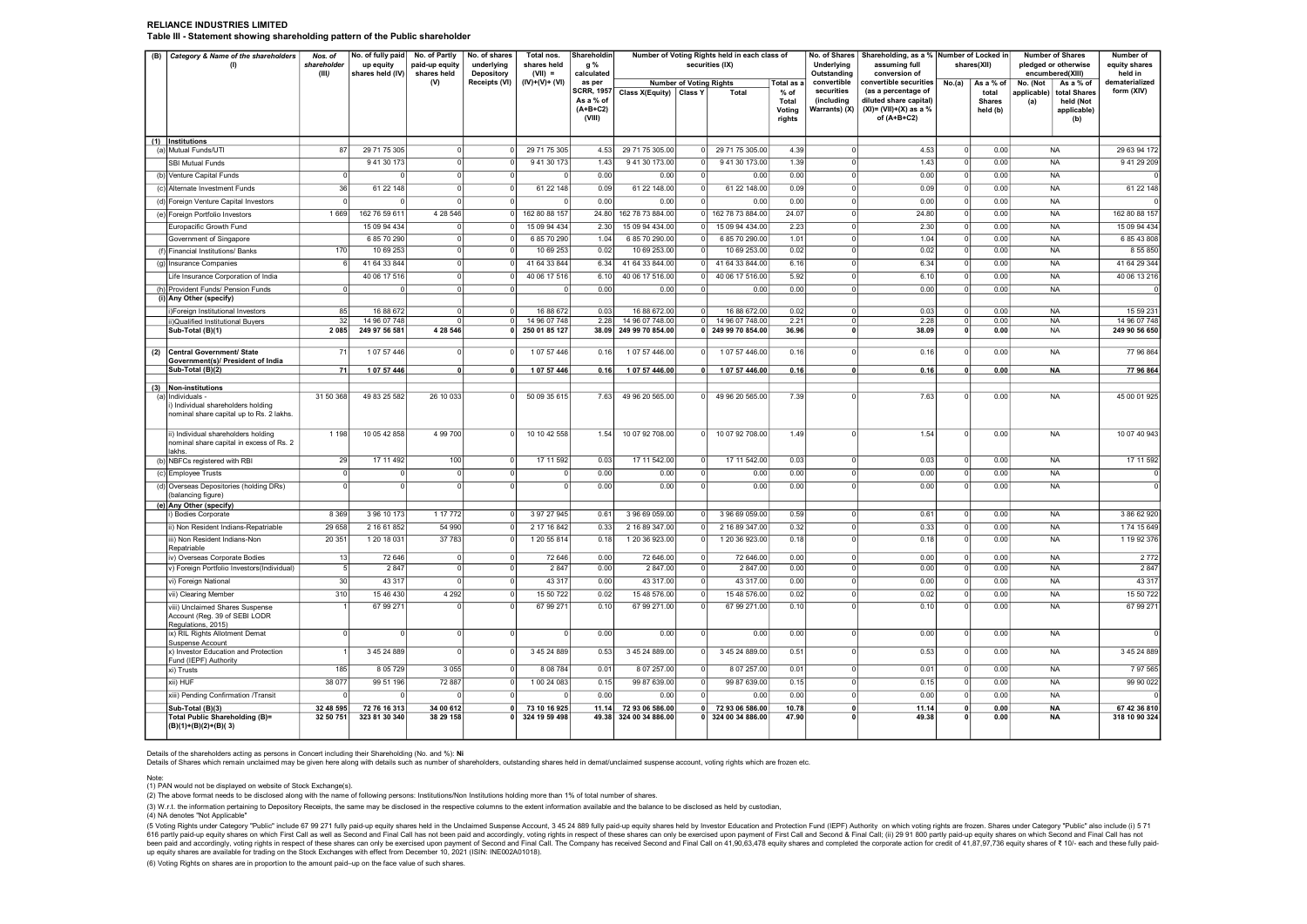**RELIANCE INDUSTRIES LIMITED**

**Table III - Statement showing shareholding pattern of the Public shareholder**

| (B) | Category & Name of the shareholders (I) | Nos. of shareholder (III) | No. of fully paid up equity shares held (IV) | No. of Partly paid-up equity shares held (V) | No. of shares underlying Depository Receipts (VI) | Total nos. shares held (VII) = (IV)+(V)+ (VI) | Shareholding % calculated as per SCRR, 1957 As a % of (A+B+C2) (VIII) | Number of Voting Rights held in each class of securities (IX) | | | | No. of Shares Underlying Outstanding convertible securities (including Warrants) (X) | Shareholding, as a % assuming full conversion of convertible securities (as a percentage of diluted share capital) (XI)= (VII)+(X) as a % of (A+B+C2) | Number of Locked in shares(XII) | | Number of Shares pledged or otherwise encumbered(XIII) | | Number of equity shares held in dematerialized form (XIV) |
|---|---|---|---|---|---|---|---|---|---|---|---|---|---|---|---|---|---|---|
| | | | | | | | | Number of Voting Rights | | | Total as a % of Total Voting rights | | | No.(a) | As a % of total Shares held (b) | No. (Not applicable) (a) | As a % of total Shares held (Not applicable) (b) | |
| | | | | | | | | Class X(Equity) | Class Y | Total | | | | | | | | |
| (1) | Institutions | | | | | | | | | | | | | | | | | |
| (a) | Mutual Funds/UTI | 87 | 29 71 75 305 | 0 | 0 | 29 71 75 305 | 4.53 | 29 71 75 305.00 | 0 | 29 71 75 305.00 | 4.39 | 0 | 4.53 | 0 | 0.00 | NA | | 29 63 94 172 |
| | SBI Mutual Funds | | 9 41 30 173 | 0 | 0 | 9 41 30 173 | 1.43 | 9 41 30 173.00 | 0 | 9 41 30 173.00 | 1.39 | 0 | 1.43 | 0 | 0.00 | NA | | 9 41 29 209 |
| (b) | Venture Capital Funds | 0 | 0 | 0 | 0 | 0 | 0.00 | 0.00 | 0 | 0.00 | 0.00 | 0 | 0.00 | 0 | 0.00 | NA | | 0 |
| (c) | Alternate Investment Funds | 36 | 61 22 148 | 0 | 0 | 61 22 148 | 0.09 | 61 22 148.00 | 0 | 61 22 148.00 | 0.09 | 0 | 0.09 | 0 | 0.00 | NA | | 61 22 148 |
| (d) | Foreign Venture Capital Investors | 0 | 0 | 0 | 0 | 0 | 0.00 | 0.00 | 0 | 0.00 | 0.00 | 0 | 0.00 | 0 | 0.00 | NA | | 0 |
| (e) | Foreign Portfolio Investors | 1 669 | 162 76 59 611 | 4 28 546 | 0 | 162 80 88 157 | 24.80 | 162 78 73 884.00 | 0 | 162 78 73 884.00 | 24.07 | 0 | 24.80 | 0 | 0.00 | NA | | 162 80 88 157 |
| | Europacific Growth Fund | | 15 09 94 434 | 0 | 0 | 15 09 94 434 | 2.30 | 15 09 94 434.00 | 0 | 15 09 94 434.00 | 2.23 | 0 | 2.30 | 0 | 0.00 | NA | | 15 09 94 434 |
| | Government of Singapore | | 6 85 70 290 | 0 | 0 | 6 85 70 290 | 1.04 | 6 85 70 290.00 | 0 | 6 85 70 290.00 | 1.01 | 0 | 1.04 | 0 | 0.00 | NA | | 6 85 43 808 |
| (f) | Financial Institutions/ Banks | 170 | 10 69 253 | 0 | 0 | 10 69 253 | 0.02 | 10 69 253.00 | 0 | 10 69 253.00 | 0.02 | 0 | 0.02 | 0 | 0.00 | NA | | 8 55 850 |
| (g) | Insurance Companies | 6 | 41 64 33 844 | 0 | 0 | 41 64 33 844 | 6.34 | 41 64 33 844.00 | 0 | 41 64 33 844.00 | 6.16 | 0 | 6.34 | 0 | 0.00 | NA | | 41 64 29 344 |
| | Life Insurance Corporation of India | | 40 06 17 516 | 0 | 0 | 40 06 17 516 | 6.10 | 40 06 17 516.00 | 0 | 40 06 17 516.00 | 5.92 | 0 | 6.10 | 0 | 0.00 | NA | | 40 06 13 216 |
| (h) | Provident Funds/ Pension Funds | 0 | 0 | 0 | 0 | 0 | 0.00 | 0.00 | 0 | 0.00 | 0.00 | 0 | 0.00 | 0 | 0.00 | NA | | 0 |
| (i) | Any Other (specify) | | | | | | | | | | | | | | | | | |
| | i)Foreign Institutional Investors | 85 | 16 88 672 | 0 | 0 | 16 88 672 | 0.03 | 16 88 672.00 | 0 | 16 88 672.00 | 0.02 | 0 | 0.03 | 0 | 0.00 | NA | | 15 59 231 |
| | ii)Qualified Institutional Buyers | 32 | 14 96 07 748 | 0 | 0 | 14 96 07 748 | 2.28 | 14 96 07 748.00 | 0 | 14 96 07 748.00 | 2.21 | 0 | 2.28 | 0 | 0.00 | NA | | 14 96 07 748 |
| | **Sub-Total (B)(1)** | **2 085** | **249 97 56 581** | **4 28 546** | **0** | **250 01 85 127** | **38.09** | **249 99 70 854.00** | **0** | **249 99 70 854.00** | **36.96** | **0** | **38.09** | **0** | **0.00** | NA | | **249 90 56 650** |
| (2) | Central Government/ State Government(s)/ President of India | 71 | 1 07 57 446 | 0 | 0 | 1 07 57 446 | 0.16 | 1 07 57 446.00 | 0 | 1 07 57 446.00 | 0.16 | 0 | 0.16 | 0 | 0.00 | NA | | 77 96 864 |
| | **Sub-Total (B)(2)** | **71** | **1 07 57 446** | **0** | **0** | **1 07 57 446** | **0.16** | **1 07 57 446.00** | **0** | **1 07 57 446.00** | **0.16** | **0** | **0.16** | **0** | **0.00** | **NA** | | **77 96 864** |
| (3) | Non-institutions | | | | | | | | | | | | | | | | | |
| (a) | Individuals - i) Individual shareholders holding nominal share capital up to Rs. 2 lakhs. | 31 50 368 | 49 83 25 582 | 26 10 033 | 0 | 50 09 35 615 | 7.63 | 49 96 20 565.00 | 0 | 49 96 20 565.00 | 7.39 | 0 | 7.63 | 0 | 0.00 | NA | | 45 00 01 925 |
| | ii) Individual shareholders holding nominal share capital in excess of Rs. 2 lakhs. | 1 198 | 10 05 42 858 | 4 99 700 | 0 | 10 10 42 558 | 1.54 | 10 07 92 708.00 | 0 | 10 07 92 708.00 | 1.49 | 0 | 1.54 | 0 | 0.00 | NA | | 10 07 40 943 |
| (b) | NBFCs registered with RBI | 29 | 17 11 492 | 100 | 0 | 17 11 592 | 0.03 | 17 11 542.00 | 0 | 17 11 542.00 | 0.03 | 0 | 0.03 | 0 | 0.00 | NA | | 17 11 592 |
| (c) | Employee Trusts | 0 | 0 | 0 | 0 | 0 | 0.00 | 0.00 | 0 | 0.00 | 0.00 | 0 | 0.00 | 0 | 0.00 | NA | | 0 |
| (d) | Overseas Depositories (holding DRs) (balancing figure) | 0 | 0 | 0 | 0 | 0 | 0.00 | 0.00 | 0 | 0.00 | 0.00 | 0 | 0.00 | 0 | 0.00 | NA | | 0 |
| (e) | Any Other (specify) | | | | | | | | | | | | | | | | | |
| | i) Bodies Corporate | 8 369 | 3 96 10 173 | 1 17 772 | 0 | 3 97 27 945 | 0.61 | 3 96 69 059.00 | 0 | 3 96 69 059.00 | 0.59 | 0 | 0.61 | 0 | 0.00 | NA | | 3 86 62 920 |
| | ii) Non Resident Indians-Repatriable | 29 658 | 2 16 61 852 | 54 990 | 0 | 2 17 16 842 | 0.33 | 2 16 89 347.00 | 0 | 2 16 89 347.00 | 0.32 | 0 | 0.33 | 0 | 0.00 | NA | | 1 74 15 649 |
| | iii) Non Resident Indians-Non Repatriable | 20 351 | 1 20 18 031 | 37 783 | 0 | 1 20 55 814 | 0.18 | 1 20 36 923.00 | 0 | 1 20 36 923.00 | 0.18 | 0 | 0.18 | 0 | 0.00 | NA | | 1 19 92 376 |
| | iv) Overseas Corporate Bodies | 13 | 72 646 | 0 | 0 | 72 646 | 0.00 | 72 646.00 | 0 | 72 646.00 | 0.00 | 0 | 0.00 | 0 | 0.00 | NA | | 2 772 |
| | v) Foreign Portfolio Investors(Individual) | 5 | 2 847 | 0 | 0 | 2 847 | 0.00 | 2 847.00 | 0 | 2 847.00 | 0.00 | 0 | 0.00 | 0 | 0.00 | NA | | 2 847 |
| | vi) Foreign National | 30 | 43 317 | 0 | 0 | 43 317 | 0.00 | 43 317.00 | 0 | 43 317.00 | 0.00 | 0 | 0.00 | 0 | 0.00 | NA | | 43 317 |
| | vii) Clearing Member | 310 | 15 46 430 | 4 292 | 0 | 15 50 722 | 0.02 | 15 48 576.00 | 0 | 15 48 576.00 | 0.02 | 0 | 0.02 | 0 | 0.00 | NA | | 15 50 722 |
| | viii) Unclaimed Shares Suspense Account (Reg. 39 of SEBI LODR Regulations, 2015) | 1 | 67 99 271 | 0 | 0 | 67 99 271 | 0.10 | 67 99 271.00 | 0 | 67 99 271.00 | 0.10 | 0 | 0.10 | 0 | 0.00 | NA | | 67 99 271 |
| | ix) RIL Rights Allotment Demat Suspense Account | 0 | 0 | 0 | 0 | 0 | 0.00 | 0.00 | 0 | 0.00 | 0.00 | 0 | 0.00 | 0 | 0.00 | NA | | 0 |
| | x) Investor Education and Protection Fund (IEPF) Authority | 1 | 3 45 24 889 | 0 | 0 | 3 45 24 889 | 0.53 | 3 45 24 889.00 | 0 | 3 45 24 889.00 | 0.51 | 0 | 0.53 | 0 | 0.00 | NA | | 3 45 24 889 |
| | xi) Trusts | 185 | 8 05 729 | 3 055 | 0 | 8 08 784 | 0.01 | 8 07 257.00 | 0 | 8 07 257.00 | 0.01 | 0 | 0.01 | 0 | 0.00 | NA | | 7 97 565 |
| | xii) HUF | 38 077 | 99 51 196 | 72 887 | 0 | 1 00 24 083 | 0.15 | 99 87 639.00 | 0 | 99 87 639.00 | 0.15 | 0 | 0.15 | 0 | 0.00 | NA | | 99 90 022 |
| | xiii) Pending Confirmation /Transit | 0 | 0 | 0 | 0 | 0 | 0.00 | 0.00 | 0 | 0.00 | 0.00 | 0 | 0.00 | 0 | 0.00 | NA | | 0 |
| | **Sub-Total (B)(3)** | **32 48 595** | **72 76 16 313** | **34 00 612** | **0** | **73 10 16 925** | **11.14** | **72 93 06 586.00** | **0** | **72 93 06 586.00** | **10.78** | **0** | **11.14** | **0** | **0.00** | **NA** | | **67 42 36 810** |
| | **Total Public Shareholding (B)= (B)(1)+(B)(2)+(B)( 3)** | **32 50 751** | **323 81 30 340** | **38 29 158** | **0** | **324 19 59 498** | **49.38** | **324 00 34 886.00** | **0** | **324 00 34 886.00** | **47.90** | **0** | **49.38** | **0** | **0.00** | **NA** | | **318 10 90 324** |

Details of the shareholders acting as persons in Concert including their Shareholding (No. and %): **Nil**

Details of Shares which remain unclaimed may be given here along with details such as number of shareholders, outstanding shares held in demat/unclaimed suspense account, voting rights which are frozen etc.

Note:

(1) PAN would not be displayed on website of Stock Exchange(s).

(2) The above format needs to be disclosed along with the name of following persons: Institutions/Non Institutions holding more than 1% of total number of shares.

(3) W.r.t. the information pertaining to Depository Receipts, the same may be disclosed in the respective columns to the extent information available and the balance to be disclosed as held by custodian,

(4) NA denotes "Not Applicable"

(5 Voting Rights under Category "Public" include 67 99 271 fully paid-up equity shares held in the Unclaimed Suspense Account, 3 45 24 889 fully paid-up equity shares held by Investor Education and Protection Fund (IEPF) Authority on which voting rights are frozen. Shares under Category "Public" also include (i) 5 71 616 partly paid-up equity shares on which First Call as well as Second and Final Call has not been paid and accordingly, voting rights in respect of these shares can only be exercised upon payment of First Call and Second & Final Call; (ii) 29 91 800 partly paid-up equity shares on which Second and Final Call has not been paid and accordingly, voting rights in respect of these shares can only be exercised upon payment of Second and Final Call. The Company has received Second and Final Call on 41,90,63,478 equity shares and completed the corporate action for credit of 41,87,97,736 equity shares of ₹ 10/- each and these fully paid-up equity shares are available for trading on the Stock Exchanges with effect from December 10, 2021 (ISIN: INE002A01018).

(6) Voting Rights on shares are in proportion to the amount paid–up on the face value of such shares.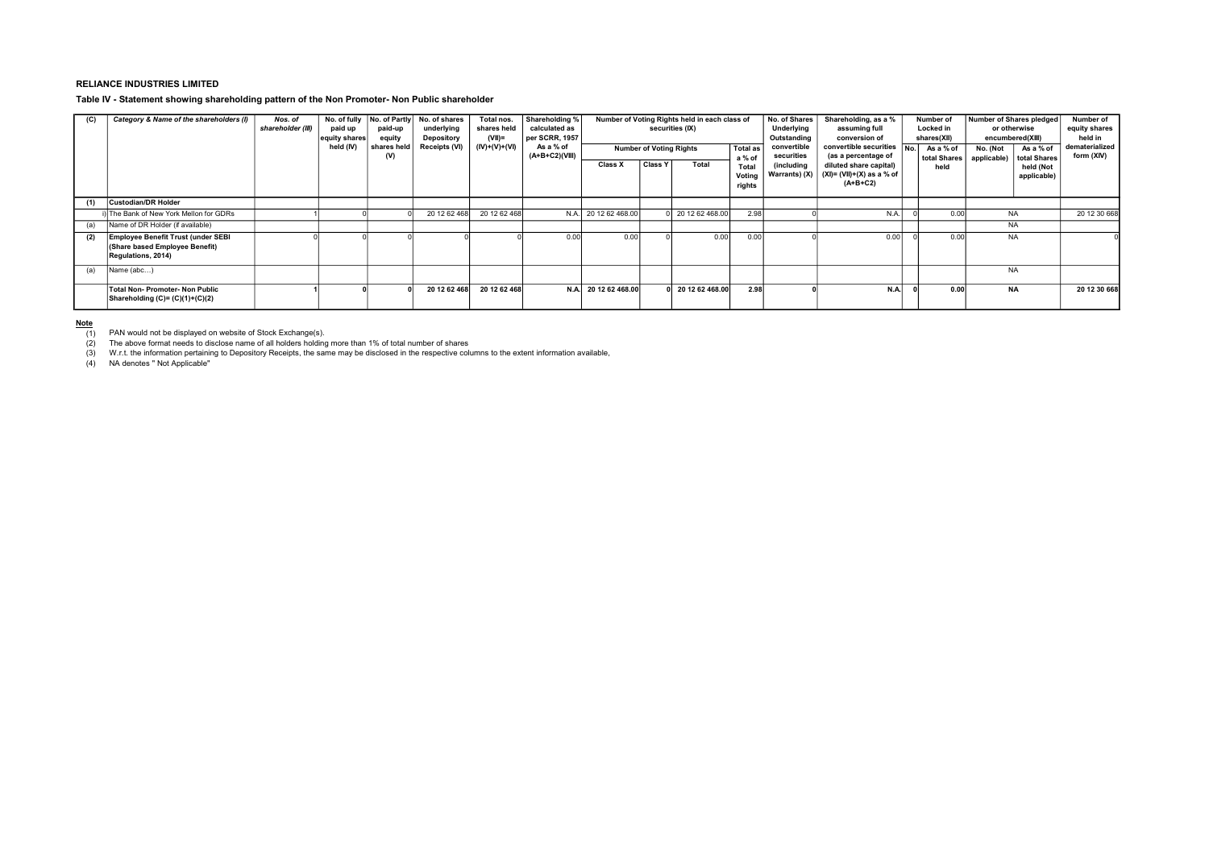**RELIANCE INDUSTRIES LIMITED**

**Table IV - Statement showing shareholding pattern of the Non Promoter- Non Public shareholder**

| (C) | Category & Name of the shareholders (I) | Nos. of shareholder (III) | No. of fully paid up equity shares held (IV) | No. of Partly paid-up equity shares held (V) | No. of shares underlying Depository Receipts (VI) | Total nos. shares held (VII)= (IV)+(V)+(VI) | Shareholding % calculated as per SCRR, 1957 As a % of (A+B+C2)(VIII) | Number of Voting Rights held in each class of securities (IX) | | | | No. of Shares Underlying Outstanding convertible securities (including Warrants) (X) | Shareholding, as a % assuming full conversion of convertible securities (as a percentage of diluted share capital) (XI)= (VII)+(X) as a % of (A+B+C2) | Number of Locked in shares(XII) | | Number of Shares pledged or otherwise encumbered(XIII) | | Number of equity shares held in dematerialized form (XIV) |
|---|---|---|---|---|---|---|---|---|---|---|---|---|---|---|---|---|---|---|
| | | | | | | | | Number of Voting Rights | | | Total as a % of Total Voting rights | | | No. | As a % of total Shares held | No. (Not applicable) | As a % of total Shares held (Not applicable) | |
| | | | | | | | | Class X | Class Y | Total | | | | | | | | |
| (1) | **Custodian/DR Holder** | | | | | | | | | | | | | | | | | |
| i) | The Bank of New York Mellon for GDRs | 1 | 0 | 0 | 20 12 62 468 | 20 12 62 468 | N.A. | 20 12 62 468.00 | 0 | 20 12 62 468.00 | 2.98 | 0 | N.A. | 0 | 0.00 | NA | | 20 12 30 668 |
| (a) | Name of DR Holder (if available) | | | | | | | | | | | | | | | | | |
| (2) | **Employee Benefit Trust (under SEBI (Share based Employee Benefit) Regulations, 2014)** | 0 | 0 | 0 | 0 | 0 | 0.00 | 0.00 | 0 | 0.00 | 0.00 | 0 | 0.00 | 0 | 0.00 | NA | | 0 |
| (a) | Name (abc...) | | | | | | | | | | | | | | | NA | | |
| | **Total Non- Promoter- Non Public Shareholding (C)= (C)(1)+(C)(2)** | **1** | **0** | **0** | **20 12 62 468** | **20 12 62 468** | **N.A.** | **20 12 62 468.00** | **0** | **20 12 62 468.00** | **2.98** | **0** | **N.A.** | **0** | **0.00** | **NA** | | **20 12 30 668** |

**Note**

(1) PAN would not be displayed on website of Stock Exchange(s).

(2) The above format needs to disclose name of all holders holding more than 1% of total number of shares

(3) W.r.t. the information pertaining to Depository Receipts, the same may be disclosed in the respective columns to the extent information available,

(4) NA denotes " Not Applicable"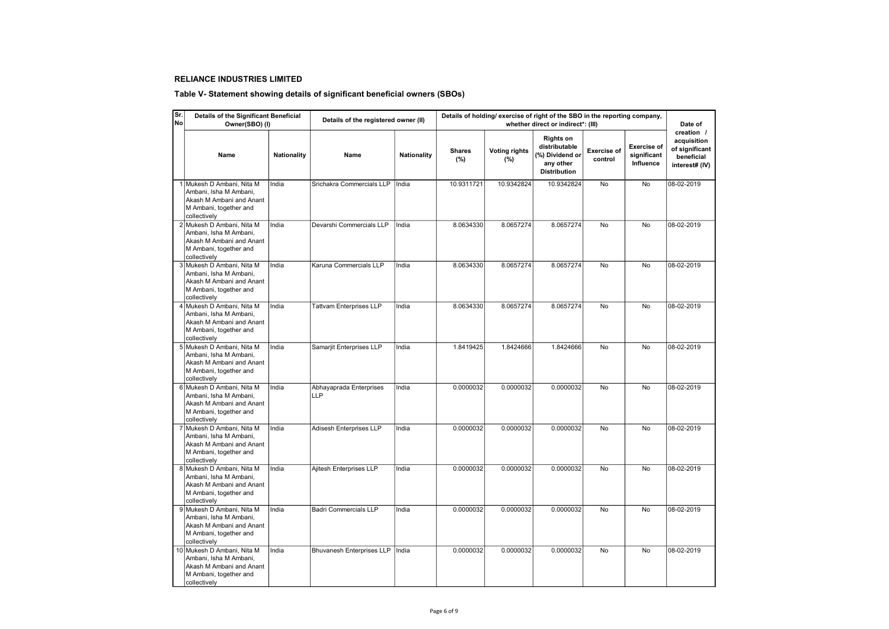**RELIANCE INDUSTRIES LIMITED**

**Table V- Statement showing details of significant beneficial owners (SBOs)**

| Sr. No | Details of the Significant Beneficial Owner(SBO) (I) | | Details of the registered owner (II) | | Details of holding/ exercise of right of the SBO in the reporting company, whether direct or indirect*: (III) | | | | | Date of creation / acquisition of significant beneficial interest# (IV) |
|---|---|---|---|---|---|---|---|---|---|---|
| | Name | Nationality | Name | Nationality | Shares (%) | Voting rights (%) | Rights on distributable (%) Dividend or any other Distribution | Exercise of control | Exercise of significant Influence | |
| 1 | Mukesh D Ambani, Nita M Ambani, Isha M Ambani, Akash M Ambani and Anant M Ambani, together and collectively | India | Srichakra Commercials LLP | India | 10.9311721 | 10.9342824 | 10.9342824 | No | No | 08-02-2019 |
| 2 | Mukesh D Ambani, Nita M Ambani, Isha M Ambani, Akash M Ambani and Anant M Ambani, together and collectively | India | Devarshi Commercials LLP | India | 8.0634330 | 8.0657274 | 8.0657274 | No | No | 08-02-2019 |
| 3 | Mukesh D Ambani, Nita M Ambani, Isha M Ambani, Akash M Ambani and Anant M Ambani, together and collectively | India | Karuna Commercials LLP | India | 8.0634330 | 8.0657274 | 8.0657274 | No | No | 08-02-2019 |
| 4 | Mukesh D Ambani, Nita M Ambani, Isha M Ambani, Akash M Ambani and Anant M Ambani, together and collectively | India | Tattvam Enterprises LLP | India | 8.0634330 | 8.0657274 | 8.0657274 | No | No | 08-02-2019 |
| 5 | Mukesh D Ambani, Nita M Ambani, Isha M Ambani, Akash M Ambani and Anant M Ambani, together and collectively | India | Samarjit Enterprises LLP | India | 1.8419425 | 1.8424666 | 1.8424666 | No | No | 08-02-2019 |
| 6 | Mukesh D Ambani, Nita M Ambani, Isha M Ambani, Akash M Ambani and Anant M Ambani, together and collectively | India | Abhayaprada Enterprises LLP | India | 0.0000032 | 0.0000032 | 0.0000032 | No | No | 08-02-2019 |
| 7 | Mukesh D Ambani, Nita M Ambani, Isha M Ambani, Akash M Ambani and Anant M Ambani, together and collectively | India | Adisesh Enterprises LLP | India | 0.0000032 | 0.0000032 | 0.0000032 | No | No | 08-02-2019 |
| 8 | Mukesh D Ambani, Nita M Ambani, Isha M Ambani, Akash M Ambani and Anant M Ambani, together and collectively | India | Ajitesh Enterprises LLP | India | 0.0000032 | 0.0000032 | 0.0000032 | No | No | 08-02-2019 |
| 9 | Mukesh D Ambani, Nita M Ambani, Isha M Ambani, Akash M Ambani and Anant M Ambani, together and collectively | India | Badri Commercials LLP | India | 0.0000032 | 0.0000032 | 0.0000032 | No | No | 08-02-2019 |
| 10 | Mukesh D Ambani, Nita M Ambani, Isha M Ambani, Akash M Ambani and Anant M Ambani, together and collectively | India | Bhuvanesh Enterprises LLP | India | 0.0000032 | 0.0000032 | 0.0000032 | No | No | 08-02-2019 |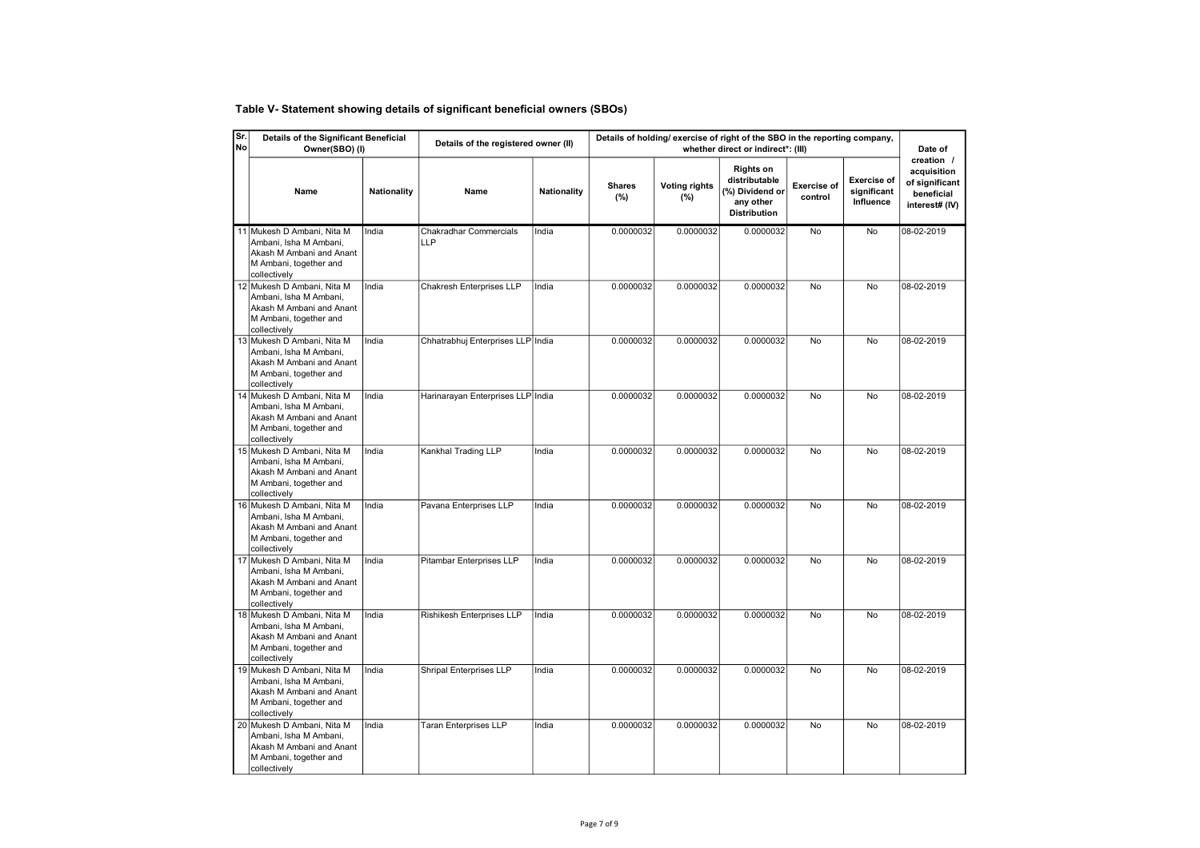## Table V- Statement showing details of significant beneficial owners (SBOs)

| Sr. No | Details of the Significant Beneficial Owner(SBO) (I) | | Details of the registered owner (II) | | Details of holding/ exercise of right of the SBO in the reporting company, whether direct or indirect*: (III) | | | | | Date of creation / acquisition of significant beneficial interest# (IV) |
|---|---|---|---|---|---|---|---|---|---|---|
| | Name | Nationality | Name | Nationality | Shares (%) | Voting rights (%) | Rights on distributable (%) Dividend or any other Distribution | Exercise of control | Exercise of significant Influence | |
| 11 | Mukesh D Ambani, Nita M Ambani, Isha M Ambani, Akash M Ambani and Anant M Ambani, together and collectively | India | Chakradhar Commercials LLP | India | 0.0000032 | 0.0000032 | 0.0000032 | No | No | 08-02-2019 |
| 12 | Mukesh D Ambani, Nita M Ambani, Isha M Ambani, Akash M Ambani and Anant M Ambani, together and collectively | India | Chakresh Enterprises LLP | India | 0.0000032 | 0.0000032 | 0.0000032 | No | No | 08-02-2019 |
| 13 | Mukesh D Ambani, Nita M Ambani, Isha M Ambani, Akash M Ambani and Anant M Ambani, together and collectively | India | Chhatrabhuj Enterprises LLP | India | 0.0000032 | 0.0000032 | 0.0000032 | No | No | 08-02-2019 |
| 14 | Mukesh D Ambani, Nita M Ambani, Isha M Ambani, Akash M Ambani and Anant M Ambani, together and collectively | India | Harinarayan Enterprises LLP | India | 0.0000032 | 0.0000032 | 0.0000032 | No | No | 08-02-2019 |
| 15 | Mukesh D Ambani, Nita M Ambani, Isha M Ambani, Akash M Ambani and Anant M Ambani, together and collectively | India | Kankhal Trading LLP | India | 0.0000032 | 0.0000032 | 0.0000032 | No | No | 08-02-2019 |
| 16 | Mukesh D Ambani, Nita M Ambani, Isha M Ambani, Akash M Ambani and Anant M Ambani, together and collectively | India | Pavana Enterprises LLP | India | 0.0000032 | 0.0000032 | 0.0000032 | No | No | 08-02-2019 |
| 17 | Mukesh D Ambani, Nita M Ambani, Isha M Ambani, Akash M Ambani and Anant M Ambani, together and collectively | India | Pitambar Enterprises LLP | India | 0.0000032 | 0.0000032 | 0.0000032 | No | No | 08-02-2019 |
| 18 | Mukesh D Ambani, Nita M Ambani, Isha M Ambani, Akash M Ambani and Anant M Ambani, together and collectively | India | Rishikesh Enterprises LLP | India | 0.0000032 | 0.0000032 | 0.0000032 | No | No | 08-02-2019 |
| 19 | Mukesh D Ambani, Nita M Ambani, Isha M Ambani, Akash M Ambani and Anant M Ambani, together and collectively | India | Shripal Enterprises LLP | India | 0.0000032 | 0.0000032 | 0.0000032 | No | No | 08-02-2019 |
| 20 | Mukesh D Ambani, Nita M Ambani, Isha M Ambani, Akash M Ambani and Anant M Ambani, together and collectively | India | Taran Enterprises LLP | India | 0.0000032 | 0.0000032 | 0.0000032 | No | No | 08-02-2019 |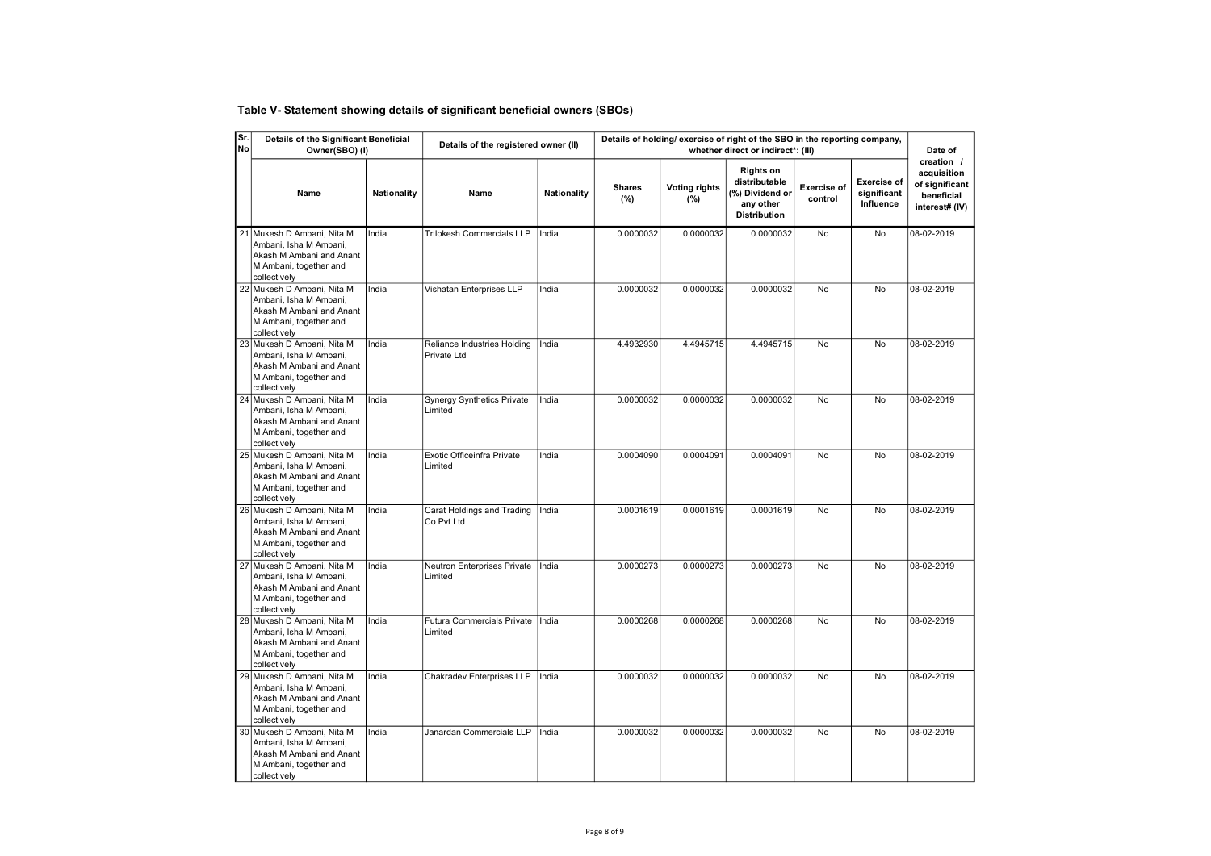## Table V- Statement showing details of significant beneficial owners (SBOs)

| Sr. No | Details of the Significant Beneficial Owner(SBO) (I) | | Details of the registered owner (II) | | Details of holding/ exercise of right of the SBO in the reporting company, whether direct or indirect*: (III) | | | | | Date of creation / acquisition of significant beneficial interest# (IV) |
|---|---|---|---|---|---|---|---|---|---|---|
| | Name | Nationality | Name | Nationality | Shares (%) | Voting rights (%) | Rights on distributable (%) Dividend or any other Distribution | Exercise of control | Exercise of significant Influence | |
| 21 | Mukesh D Ambani, Nita M Ambani, Isha M Ambani, Akash M Ambani and Anant M Ambani, together and collectively | India | Trilokesh Commercials LLP | India | 0.0000032 | 0.0000032 | 0.0000032 | No | No | 08-02-2019 |
| 22 | Mukesh D Ambani, Nita M Ambani, Isha M Ambani, Akash M Ambani and Anant M Ambani, together and collectively | India | Vishatan Enterprises LLP | India | 0.0000032 | 0.0000032 | 0.0000032 | No | No | 08-02-2019 |
| 23 | Mukesh D Ambani, Nita M Ambani, Isha M Ambani, Akash M Ambani and Anant M Ambani, together and collectively | India | Reliance Industries Holding Private Ltd | India | 4.4932930 | 4.4945715 | 4.4945715 | No | No | 08-02-2019 |
| 24 | Mukesh D Ambani, Nita M Ambani, Isha M Ambani, Akash M Ambani and Anant M Ambani, together and collectively | India | Synergy Synthetics Private Limited | India | 0.0000032 | 0.0000032 | 0.0000032 | No | No | 08-02-2019 |
| 25 | Mukesh D Ambani, Nita M Ambani, Isha M Ambani, Akash M Ambani and Anant M Ambani, together and collectively | India | Exotic Officeinfra Private Limited | India | 0.0004090 | 0.0004091 | 0.0004091 | No | No | 08-02-2019 |
| 26 | Mukesh D Ambani, Nita M Ambani, Isha M Ambani, Akash M Ambani and Anant M Ambani, together and collectively | India | Carat Holdings and Trading Co Pvt Ltd | India | 0.0001619 | 0.0001619 | 0.0001619 | No | No | 08-02-2019 |
| 27 | Mukesh D Ambani, Nita M Ambani, Isha M Ambani, Akash M Ambani and Anant M Ambani, together and collectively | India | Neutron Enterprises Private Limited | India | 0.0000273 | 0.0000273 | 0.0000273 | No | No | 08-02-2019 |
| 28 | Mukesh D Ambani, Nita M Ambani, Isha M Ambani, Akash M Ambani and Anant M Ambani, together and collectively | India | Futura Commercials Private Limited | India | 0.0000268 | 0.0000268 | 0.0000268 | No | No | 08-02-2019 |
| 29 | Mukesh D Ambani, Nita M Ambani, Isha M Ambani, Akash M Ambani and Anant M Ambani, together and collectively | India | Chakradev Enterprises LLP | India | 0.0000032 | 0.0000032 | 0.0000032 | No | No | 08-02-2019 |
| 30 | Mukesh D Ambani, Nita M Ambani, Isha M Ambani, Akash M Ambani and Anant M Ambani, together and collectively | India | Janardan Commercials LLP | India | 0.0000032 | 0.0000032 | 0.0000032 | No | No | 08-02-2019 |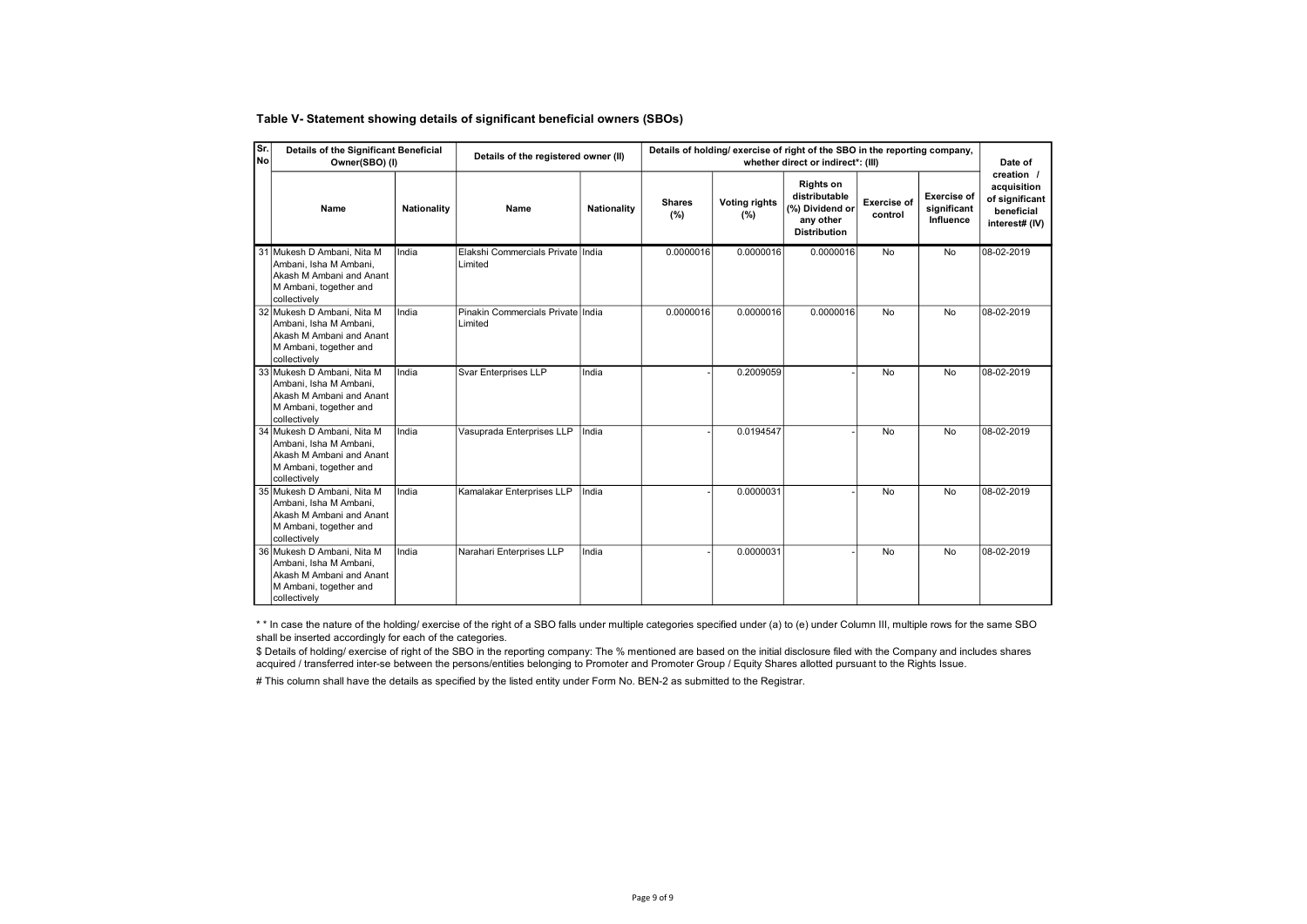### Table V- Statement showing details of significant beneficial owners (SBOs)

| Sr. No | Details of the Significant Beneficial Owner(SBO) (I) | | Details of the registered owner (II) | | Details of holding/ exercise of right of the SBO in the reporting company, whether direct or indirect*: (III) | | | | | Date of creation / acquisition of significant beneficial interest# (IV) |
|---|---|---|---|---|---|---|---|---|---|---|
| | Name | Nationality | Name | Nationality | Shares (%) | Voting rights (%) | Rights on distributable (%) Dividend or any other Distribution | Exercise of control | Exercise of significant Influence | |
| 31 | Mukesh D Ambani, Nita M Ambani, Isha M Ambani, Akash M Ambani and Anant M Ambani, together and collectively | India | Elakshi Commercials Private Limited | India | 0.0000016 | 0.0000016 | 0.0000016 | No | No | 08-02-2019 |
| 32 | Mukesh D Ambani, Nita M Ambani, Isha M Ambani, Akash M Ambani and Anant M Ambani, together and collectively | India | Pinakin Commercials Private Limited | India | 0.0000016 | 0.0000016 | 0.0000016 | No | No | 08-02-2019 |
| 33 | Mukesh D Ambani, Nita M Ambani, Isha M Ambani, Akash M Ambani and Anant M Ambani, together and collectively | India | Svar Enterprises LLP | India | - | 0.2009059 | - | No | No | 08-02-2019 |
| 34 | Mukesh D Ambani, Nita M Ambani, Isha M Ambani, Akash M Ambani and Anant M Ambani, together and collectively | India | Vasuprada Enterprises LLP | India | - | 0.0194547 | - | No | No | 08-02-2019 |
| 35 | Mukesh D Ambani, Nita M Ambani, Isha M Ambani, Akash M Ambani and Anant M Ambani, together and collectively | India | Kamalakar Enterprises LLP | India | - | 0.0000031 | - | No | No | 08-02-2019 |
| 36 | Mukesh D Ambani, Nita M Ambani, Isha M Ambani, Akash M Ambani and Anant M Ambani, together and collectively | India | Narahari Enterprises LLP | India | - | 0.0000031 | - | No | No | 08-02-2019 |

* * In case the nature of the holding/ exercise of the right of a SBO falls under multiple categories specified under (a) to (e) under Column III, multiple rows for the same SBO shall be inserted accordingly for each of the categories.

$ Details of holding/ exercise of right of the SBO in the reporting company: The % mentioned are based on the initial disclosure filed with the Company and includes shares acquired / transferred inter-se between the persons/entities belonging to Promoter and Promoter Group / Equity Shares allotted pursuant to the Rights Issue.

# This column shall have the details as specified by the listed entity under Form No. BEN-2 as submitted to the Registrar.